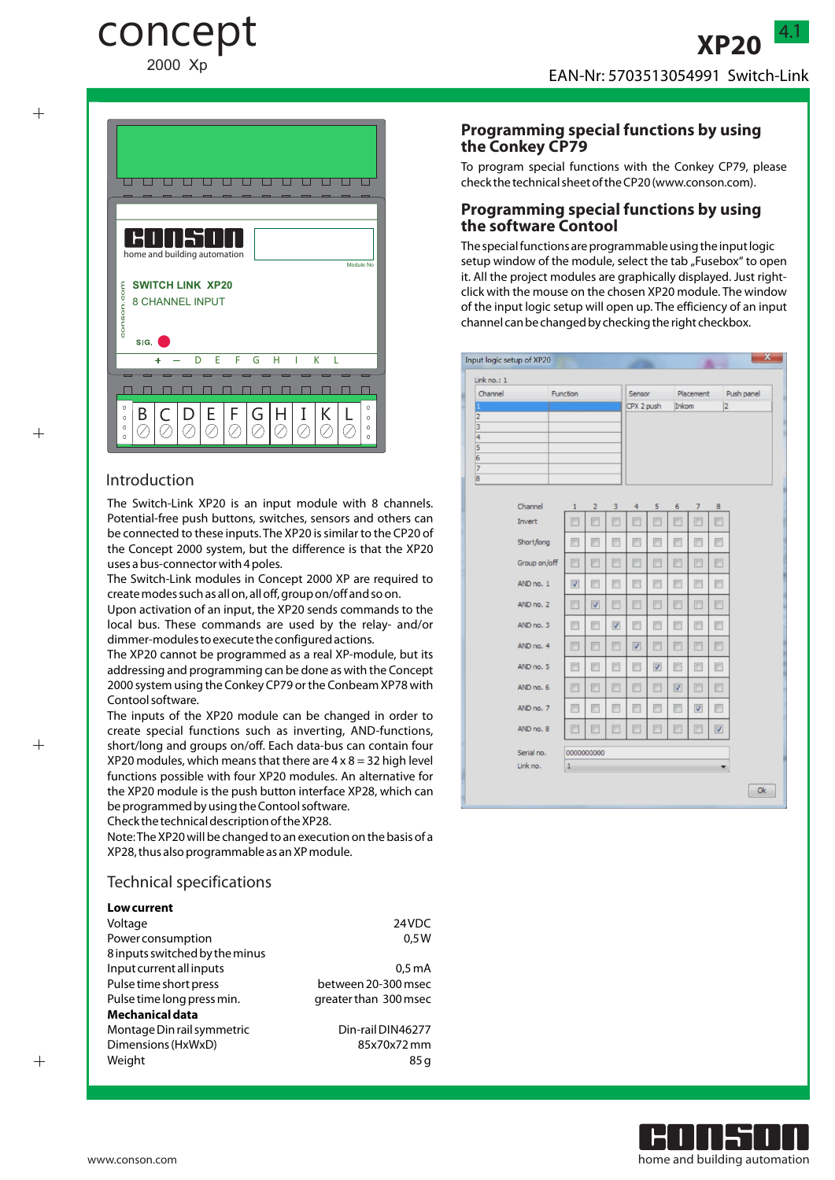concept
2000 Xp

# XP20

4.1

EAN-Nr: 5703513054991 Switch-Link

## Introduction

The Switch-Link XP20 is an input module with 8 channels. Potential-free push buttons, switches, sensors and others can be connected to these inputs. The XP20 is similar to the CP20 of the Concept 2000 system, but the difference is that the XP20 uses a bus-connector with 4 poles.
The Switch-Link modules in Concept 2000 XP are required to create modes such as all on, all off, group on/off and so on.
Upon activation of an input, the XP20 sends commands to the local bus. These commands are used by the relay- and/or dimmer-modules to execute the configured actions.
The XP20 cannot be programmed as a real XP-module, but its addressing and programming can be done as with the Concept 2000 system using the Conkey CP79 or the Conbeam XP78 with Contool software.
The inputs of the XP20 module can be changed in order to create special functions such as inverting, AND-functions, short/long and groups on/off. Each data-bus can contain four XP20 modules, which means that there are 4 x 8 = 32 high level functions possible with four XP20 modules. An alternative for the XP20 module is the push button interface XP28, which can be programmed by using the Contool software.
Check the technical description of the XP28.
Note: The XP20 will be changed to an execution on the basis of a XP28, thus also programmable as an XP module.

## Technical specifications

| | |
|---|---|
| **Low current** | |
| Voltage | 24VDC |
| Power consumption | 0,5W |
| 8 inputs switched by the minus | |
| Input current all inputs | 0,5 mA |
| Pulse time short press | between 20-300 msec |
| Pulse time long press min. | greater than 300 msec |
| **Mechanical data** | |
| Montage Din rail symmetric | Din-rail DIN46277 |
| Dimensions (HxWxD) | 85x70x72 mm |
| Weight | 85 g |

## Programming special functions by using the Conkey CP79

To program special functions with the Conkey CP79, please check the technical sheet of the CP20 (www.conson.com).

## Programming special functions by using the software Contool

The special functions are programmable using the input logic setup window of the module, select the tab „Fusebox" to open it. All the project modules are graphically displayed. Just right-click with the mouse on the chosen XP20 module. The window of the input logic setup will open up. The efficiency of an input channel can be changed by checking the right checkbox.

www.conson.com

home and building automation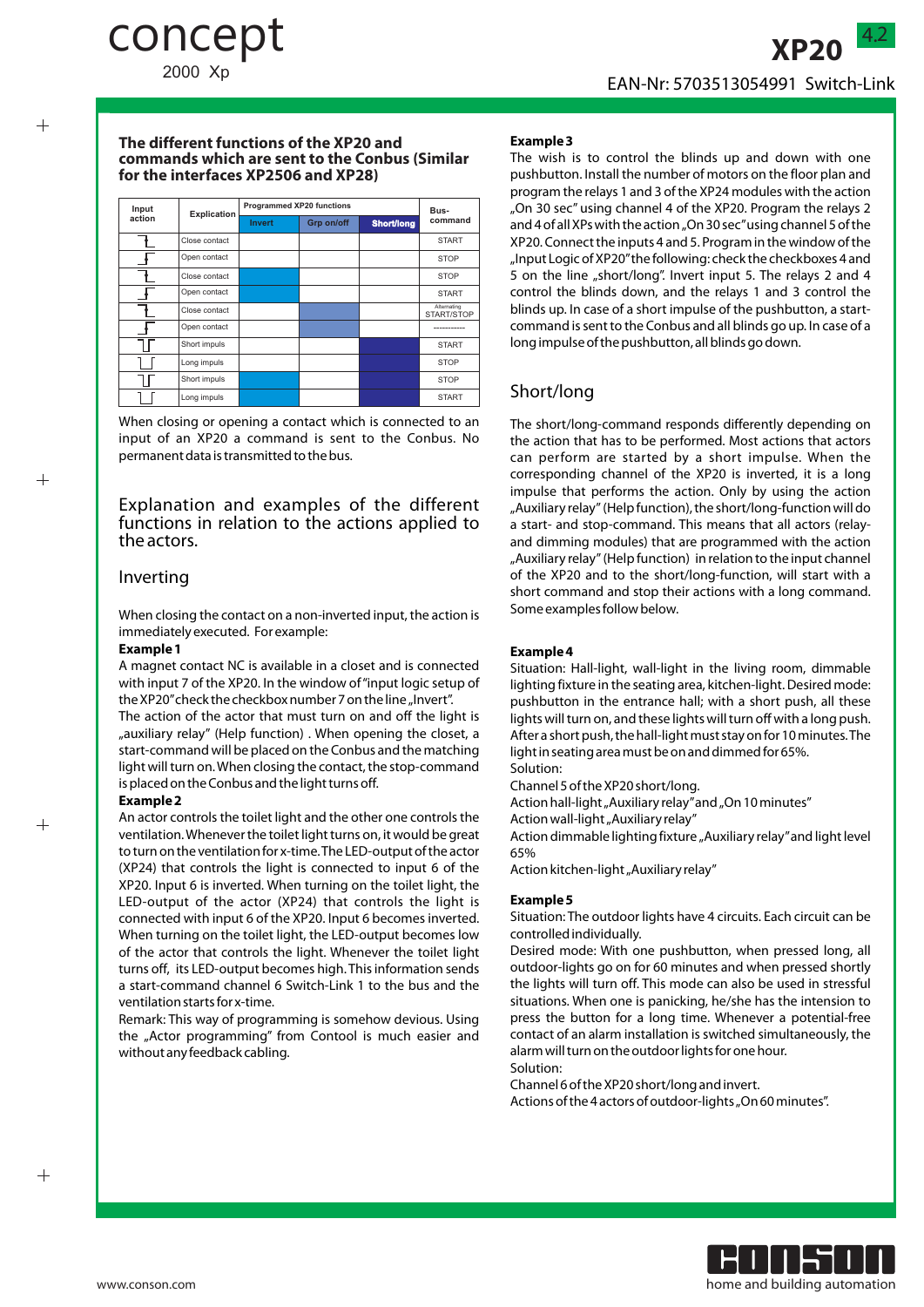**The different functions of the XP20 and commands which are sent to the Conbus (Similar for the interfaces XP2506 and XP28)**

| Input action | Explication | Programmed XP20 functions | | | Bus-command |
|---|---|---|---|---|---|
| | | Invert | Grp on/off | Short/long | |
| | Close contact | | | | START |
| | Open contact | | | | STOP |
| | Close contact | ■ | | | STOP |
| | Open contact | ■ | | | START |
| | Close contact | | ■ | | Alternating START/STOP |
| | Open contact | | ■ | | ----------- |
| | Short impuls | | | ■ | START |
| | Long impuls | | | ■ | STOP |
| | Short impuls | ■ | | ■ | STOP |
| | Long impuls | ■ | | ■ | START |

When closing or opening a contact which is connected to an input of an XP20 a command is sent to the Conbus. No permanent data is transmitted to the bus.

## Explanation and examples of the different functions in relation to the actions applied to the actors.

## Inverting

When closing the contact on a non-inverted input, the action is immediately executed. For example:

**Example 1**

A magnet contact NC is available in a closet and is connected with input 7 of the XP20. In the window of "input logic setup of the XP20" check the checkbox number 7 on the line „Invert".
The action of the actor that must turn on and off the light is „auxiliary relay" (Help function) . When opening the closet, a start-command will be placed on the Conbus and the matching light will turn on. When closing the contact, the stop-command is placed on the Conbus and the light turns off.

**Example 2**

An actor controls the toilet light and the other one controls the ventilation. Whenever the toilet light turns on, it would be great to turn on the ventilation for x-time. The LED-output of the actor (XP24) that controls the light is connected to input 6 of the XP20. Input 6 is inverted. When turning on the toilet light, the LED-output of the actor (XP24) that controls the light is connected with input 6 of the XP20. Input 6 becomes inverted. When turning on the toilet light, the LED-output becomes low of the actor that controls the light. Whenever the toilet light turns off, its LED-output becomes high. This information sends a start-command channel 6 Switch-Link 1 to the bus and the ventilation starts for x-time.
Remark: This way of programming is somehow devious. Using the „Actor programming" from Contool is much easier and without any feedback cabling.

**Example 3**

The wish is to control the blinds up and down with one pushbutton. Install the number of motors on the floor plan and program the relays 1 and 3 of the XP24 modules with the action „On 30 sec" using channel 4 of the XP20. Program the relays 2 and 4 of all XPs with the action „On 30 sec" using channel 5 of the XP20. Connect the inputs 4 and 5. Program in the window of the „Input Logic of XP20" the following: check the checkboxes 4 and 5 on the line „short/long". Invert input 5. The relays 2 and 4 control the blinds down, and the relays 1 and 3 control the blinds up. In case of a short impulse of the pushbutton, a start-command is sent to the Conbus and all blinds go up. In case of a long impulse of the pushbutton, all blinds go down.

## Short/long

The short/long-command responds differently depending on the action that has to be performed. Most actions that actors can perform are started by a short impulse. When the corresponding channel of the XP20 is inverted, it is a long impulse that performs the action. Only by using the action „Auxiliary relay" (Help function), the short/long-function will do a start- and stop-command. This means that all actors (relay- and dimming modules) that are programmed with the action „Auxiliary relay" (Help function) in relation to the input channel of the XP20 and to the short/long-function, will start with a short command and stop their actions with a long command. Some examples follow below.

**Example 4**

Situation: Hall-light, wall-light in the living room, dimmable lighting fixture in the seating area, kitchen-light. Desired mode: pushbutton in the entrance hall; with a short push, all these lights will turn on, and these lights will turn off with a long push. After a short push, the hall-light must stay on for 10 minutes. The light in seating area must be on and dimmed for 65%.
Solution:
Channel 5 of the XP20 short/long.
Action hall-light „Auxiliary relay" and „On 10 minutes"
Action wall-light „Auxiliary relay"
Action dimmable lighting fixture „Auxiliary relay" and light level 65%
Action kitchen-light „Auxiliary relay"

**Example 5**

Situation: The outdoor lights have 4 circuits. Each circuit can be controlled individually.
Desired mode: With one pushbutton, when pressed long, all outdoor-lights go on for 60 minutes and when pressed shortly the lights will turn off. This mode can also be used in stressful situations. When one is panicking, he/she has the intension to press the button for a long time. Whenever a potential-free contact of an alarm installation is switched simultaneously, the alarm will turn on the outdoor lights for one hour.
Solution:
Channel 6 of the XP20 short/long and invert.
Actions of the 4 actors of outdoor-lights „On 60 minutes".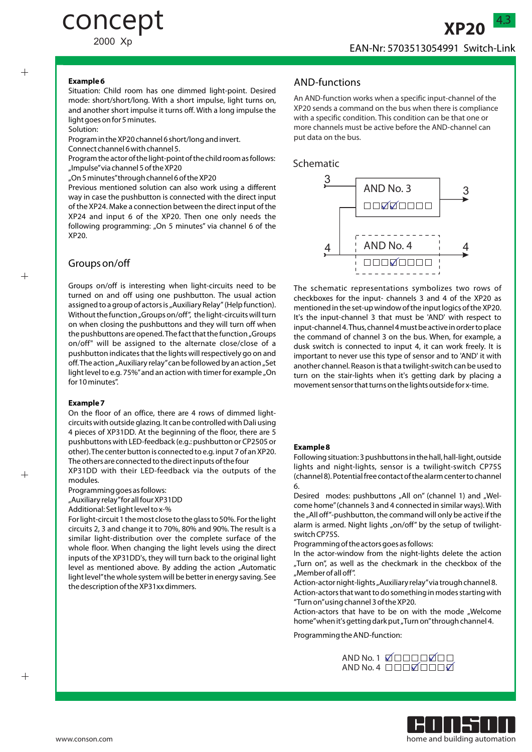**Example 6**

Situation: Child room has one dimmed light-point. Desired mode: short/short/long. With a short impulse, light turns on, and another short impulse it turns off. With a long impulse the light goes on for 5 minutes.

Solution:

Program in the XP20 channel 6 short/long and invert.

Connect channel 6 with channel 5.

Program the actor of the light-point of the child room as follows:

„Impulse" via channel 5 of the XP20

„On 5 minutes" through channel 6 of the XP20

Previous mentioned solution can also work using a different way in case the pushbutton is connected with the direct input of the XP24. Make a connection between the direct input of the XP24 and input 6 of the XP20. Then one only needs the following programming: „On 5 minutes" via channel 6 of the XP20.

## Groups on/off

Groups on/off is interesting when light-circuits need to be turned on and off using one pushbutton. The usual action assigned to a group of actors is „Auxiliary Relay" (Help function). Without the function „Groups on/off", the light-circuits will turn on when closing the pushbuttons and they will turn off when the pushbuttons are opened. The fact that the function „Groups on/off" will be assigned to the alternate close/close of a pushbutton indicates that the lights will respectively go on and off. The action „Auxiliary relay" can be followed by an action „Set light level to e.g. 75%" and an action with timer for example „On for 10 minutes".

**Example 7**

On the floor of an office, there are 4 rows of dimmed light-circuits with outside glazing. It can be controlled with Dali using 4 pieces of XP31DD. At the beginning of the floor, there are 5 pushbuttons with LED-feedback (e.g.: pushbutton or CP2505 or other). The center button is connected to e.g. input 7 of an XP20. The others are connected to the direct inputs of the four XP31DD with their LED-feedback via the outputs of the modules.

Programming goes as follows:

„Auxiliary relay" for all four XP31DD

Additional: Set light level to x-%

For light-circuit 1 the most close to the glass to 50%. For the light circuits 2, 3 and change it to 70%, 80% and 90%. The result is a similar light-distribution over the complete surface of the whole floor. When changing the light levels using the direct inputs of the XP31DD's, they will turn back to the original light level as mentioned above. By adding the action „Automatic light level" the whole system will be better in energy saving. See the description of the XP31xx dimmers.

## AND-functions

An AND-function works when a specific input-channel of the XP20 sends a command on the bus when there is compliance with a specific condition. This condition can be that one or more channels must be active before the AND-channel can put data on the bus.

### Schematic

3
AND No. 3
☐☐☑☑☐☐☐☐
3

4
AND No. 4
☐☐☐☑☐☐☐☐
4

The schematic representations symbolizes two rows of checkboxes for the input- channels 3 and 4 of the XP20 as mentioned in the set-up window of the input logics of the XP20. It's the input-channel 3 that must be 'AND' with respect to input-channel 4. Thus, channel 4 must be active in order to place the command of channel 3 on the bus. When, for example, a dusk switch is connected to input 4, it can work freely. It is important to never use this type of sensor and to 'AND' it with another channel. Reason is that a twilight-switch can be used to turn on the stair-lights when it's getting dark by placing a movement sensor that turns on the lights outside for x-time.

**Example 8**

Following situation: 3 pushbuttons in the hall, hall-light, outside lights and night-lights, sensor is a twilight-switch CP75S (channel 8). Potential free contact of the alarm center to channel 6.

Desired modes: pushbuttons „All on" (channel 1) and „Welcome home" (channels 3 and 4 connected in similar ways). With the „All off"-pushbutton, the command will only be active if the alarm is armed. Night lights „on/off" by the setup of twilight-switch CP75S.

Programming of the actors goes as follows:

In the actor-window from the night-lights delete the action „Turn on", as well as the checkmark in the checkbox of the „Member of all off".

Action-actor night-lights „Auxiliary relay" via trough channel 8.

Action-actors that want to do something in modes starting with "Turn on" using channel 3 of the XP20.

Action-actors that have to be on with the mode „Welcome home" when it's getting dark put „Turn on" through channel 4.

Programming the AND-function:

AND No. 1 ☑☐☐☐☐☑☐☐

AND No. 4 ☐☐☐☑☐☐☐☑